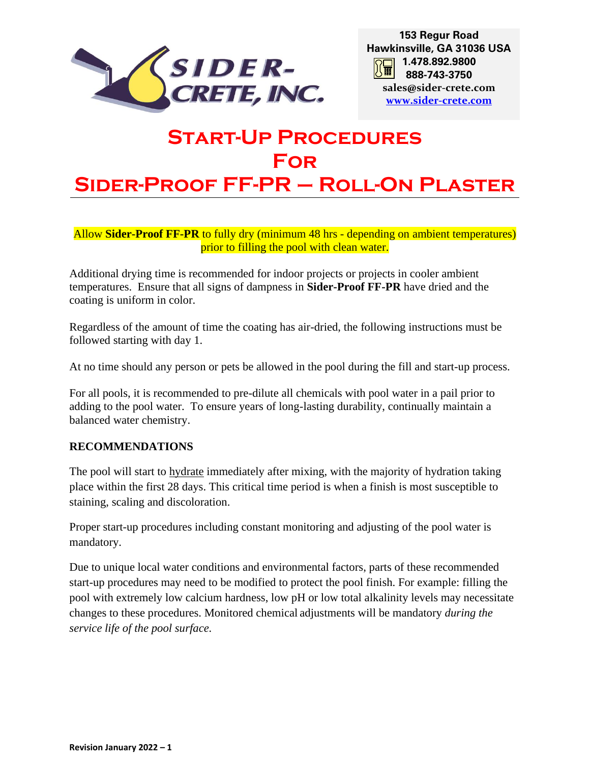153 Regur Road
Hawkinsville, GA 31036 USA
1.478.892.9800
888-743-3750
sales@sider-crete.com
www.sider-crete.com

# Start-Up Procedures For Sider-Proof FF-PR – Roll-On Plaster

Allow **Sider-Proof FF-PR** to fully dry (minimum 48 hrs - depending on ambient temperatures) prior to filling the pool with clean water.

Additional drying time is recommended for indoor projects or projects in cooler ambient temperatures. Ensure that all signs of dampness in **Sider-Proof FF-PR** have dried and the coating is uniform in color.

Regardless of the amount of time the coating has air-dried, the following instructions must be followed starting with day 1.

At no time should any person or pets be allowed in the pool during the fill and start-up process.

For all pools, it is recommended to pre-dilute all chemicals with pool water in a pail prior to adding to the pool water. To ensure years of long-lasting durability, continually maintain a balanced water chemistry.

**RECOMMENDATIONS**

The pool will start to hydrate immediately after mixing, with the majority of hydration taking place within the first 28 days. This critical time period is when a finish is most susceptible to staining, scaling and discoloration.

Proper start-up procedures including constant monitoring and adjusting of the pool water is mandatory.

Due to unique local water conditions and environmental factors, parts of these recommended start-up procedures may need to be modified to protect the pool finish. For example: filling the pool with extremely low calcium hardness, low pH or low total alkalinity levels may necessitate changes to these procedures. Monitored chemical adjustments will be mandatory *during the service life of the pool surface.*

**Revision January 2022 – 1**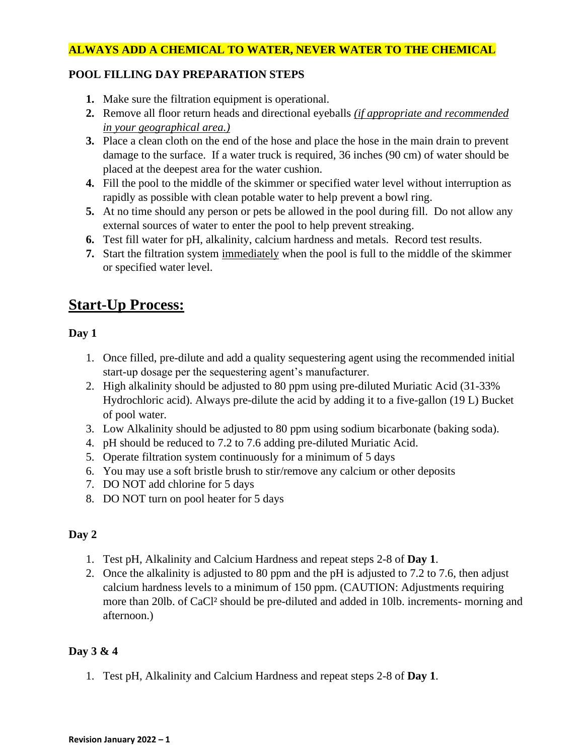**ALWAYS ADD A CHEMICAL TO WATER, NEVER WATER TO THE CHEMICAL**

**POOL FILLING DAY PREPARATION STEPS**

1. Make sure the filtration equipment is operational.
2. Remove all floor return heads and directional eyeballs *(if appropriate and recommended in your geographical area.)*
3. Place a clean cloth on the end of the hose and place the hose in the main drain to prevent damage to the surface. If a water truck is required, 36 inches (90 cm) of water should be placed at the deepest area for the water cushion.
4. Fill the pool to the middle of the skimmer or specified water level without interruption as rapidly as possible with clean potable water to help prevent a bowl ring.
5. At no time should any person or pets be allowed in the pool during fill. Do not allow any external sources of water to enter the pool to help prevent streaking.
6. Test fill water for pH, alkalinity, calcium hardness and metals. Record test results.
7. Start the filtration system immediately when the pool is full to the middle of the skimmer or specified water level.

## Start-Up Process:

**Day 1**

1. Once filled, pre-dilute and add a quality sequestering agent using the recommended initial start-up dosage per the sequestering agent's manufacturer.
2. High alkalinity should be adjusted to 80 ppm using pre-diluted Muriatic Acid (31-33% Hydrochloric acid). Always pre-dilute the acid by adding it to a five-gallon (19 L) Bucket of pool water.
3. Low Alkalinity should be adjusted to 80 ppm using sodium bicarbonate (baking soda).
4. pH should be reduced to 7.2 to 7.6 adding pre-diluted Muriatic Acid.
5. Operate filtration system continuously for a minimum of 5 days
6. You may use a soft bristle brush to stir/remove any calcium or other deposits
7. DO NOT add chlorine for 5 days
8. DO NOT turn on pool heater for 5 days

**Day 2**

1. Test pH, Alkalinity and Calcium Hardness and repeat steps 2-8 of **Day 1**.
2. Once the alkalinity is adjusted to 80 ppm and the pH is adjusted to 7.2 to 7.6, then adjust calcium hardness levels to a minimum of 150 ppm. (CAUTION: Adjustments requiring more than 20lb. of $CaCl^2$ should be pre-diluted and added in 10lb. increments- morning and afternoon.)

**Day 3 & 4**

1. Test pH, Alkalinity and Calcium Hardness and repeat steps 2-8 of **Day 1**.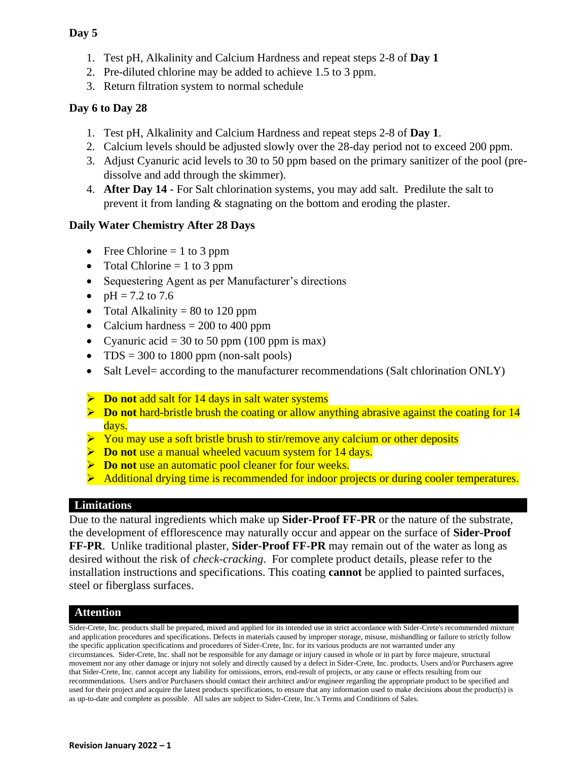**Day 5**

1. Test pH, Alkalinity and Calcium Hardness and repeat steps 2-8 of **Day 1**
2. Pre-diluted chlorine may be added to achieve 1.5 to 3 ppm.
3. Return filtration system to normal schedule

**Day 6 to Day 28**

1. Test pH, Alkalinity and Calcium Hardness and repeat steps 2-8 of **Day 1**.
2. Calcium levels should be adjusted slowly over the 28-day period not to exceed 200 ppm.
3. Adjust Cyanuric acid levels to 30 to 50 ppm based on the primary sanitizer of the pool (pre-dissolve and add through the skimmer).
4. **After Day 14** - For Salt chlorination systems, you may add salt. Predilute the salt to prevent it from landing & stagnating on the bottom and eroding the plaster.

**Daily Water Chemistry After 28 Days**

- Free Chlorine = 1 to 3 ppm
- Total Chlorine = 1 to 3 ppm
- Sequestering Agent as per Manufacturer's directions
- pH = 7.2 to 7.6
- Total Alkalinity = 80 to 120 ppm
- Calcium hardness = 200 to 400 ppm
- Cyanuric acid = 30 to 50 ppm (100 ppm is max)
- TDS = 300 to 1800 ppm (non-salt pools)
- Salt Level= according to the manufacturer recommendations (Salt chlorination ONLY)

- **Do not** add salt for 14 days in salt water systems
- **Do not** hard-bristle brush the coating or allow anything abrasive against the coating for 14 days.
- You may use a soft bristle brush to stir/remove any calcium or other deposits
- **Do not** use a manual wheeled vacuum system for 14 days.
- **Do not** use an automatic pool cleaner for four weeks.
- Additional drying time is recommended for indoor projects or during cooler temperatures.

## Limitations

Due to the natural ingredients which make up **Sider-Proof FF-PR** or the nature of the substrate, the development of efflorescence may naturally occur and appear on the surface of **Sider-Proof FF-PR**. Unlike traditional plaster, **Sider-Proof FF-PR** may remain out of the water as long as desired without the risk of *check-cracking*. For complete product details, please refer to the installation instructions and specifications. This coating **cannot** be applied to painted surfaces, steel or fiberglass surfaces.

## Attention

Sider-Crete, Inc. products shall be prepared, mixed and applied for its intended use in strict accordance with Sider-Crete's recommended mixture and application procedures and specifications. Defects in materials caused by improper storage, misuse, mishandling or failure to strictly follow the specific application specifications and procedures of Sider-Crete, Inc. for its various products are not warranted under any circumstances. Sider-Crete, Inc. shall not be responsible for any damage or injury caused in whole or in part by force majeure, structural movement nor any other damage or injury not solely and directly caused by a defect in Sider-Crete, Inc. products. Users and/or Purchasers agree that Sider-Crete, Inc. cannot accept any liability for omissions, errors, end-result of projects, or any cause or effects resulting from our recommendations. Users and/or Purchasers should contact their architect and/or engineer regarding the appropriate product to be specified and used for their project and acquire the latest products specifications, to ensure that any information used to make decisions about the product(s) is as up-to-date and complete as possible. All sales are subject to Sider-Crete, Inc.'s Terms and Conditions of Sales.

**Revision January 2022 – 1**